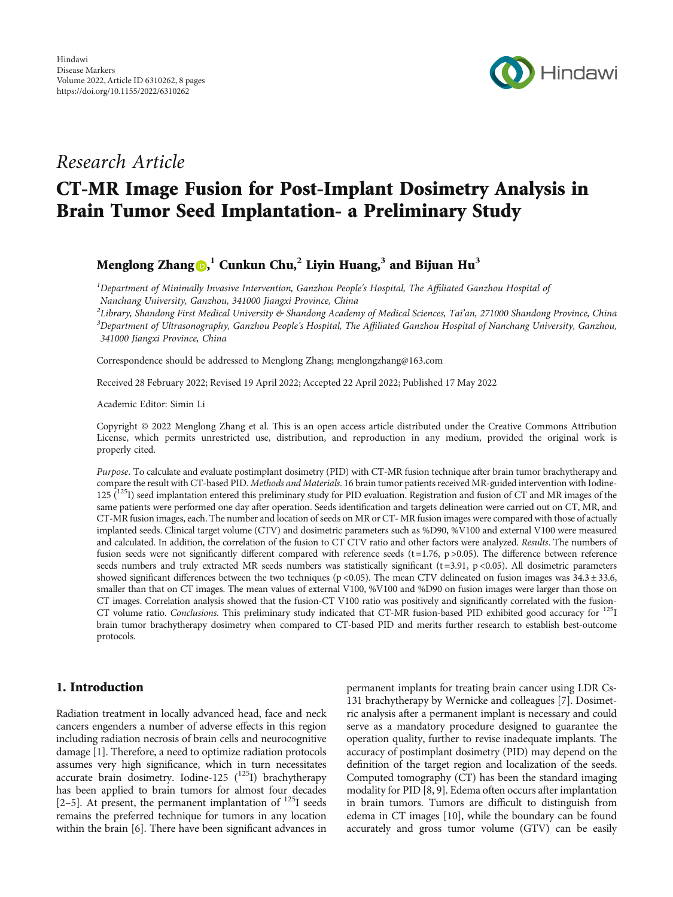Hindawi
Disease Markers
Volume 2022, Article ID 6310262, 8 pages
https://doi.org/10.1155/2022/6310262

*Research Article*

# CT-MR Image Fusion for Post-Implant Dosimetry Analysis in Brain Tumor Seed Implantation- a Preliminary Study

**Menglong Zhang**[1] **Cunkun Chu**[2] **Liyin Huang**[3] **and Bijuan Hu**[3]

[1]*Department of Minimally Invasive Intervention, Ganzhou People's Hospital, The Affiliated Ganzhou Hospital of Nanchang University, Ganzhou, 341000 Jiangxi Province, China*
[2]*Library, Shandong First Medical University & Shandong Academy of Medical Sciences, Tai'an, 271000 Shandong Province, China*
[3]*Department of Ultrasonography, Ganzhou People's Hospital, The Affiliated Ganzhou Hospital of Nanchang University, Ganzhou, 341000 Jiangxi Province, China*

Correspondence should be addressed to Menglong Zhang; menglongzhang@163.com

Received 28 February 2022; Revised 19 April 2022; Accepted 22 April 2022; Published 17 May 2022

Academic Editor: Simin Li

Copyright © 2022 Menglong Zhang et al. This is an open access article distributed under the Creative Commons Attribution License, which permits unrestricted use, distribution, and reproduction in any medium, provided the original work is properly cited.

*Purpose*. To calculate and evaluate postimplant dosimetry (PID) with CT-MR fusion technique after brain tumor brachytherapy and compare the result with CT-based PID. *Methods and Materials*. 16 brain tumor patients received MR-guided intervention with Iodine-125 ($^{125}$I) seed implantation entered this preliminary study for PID evaluation. Registration and fusion of CT and MR images of the same patients were performed one day after operation. Seeds identification and targets delineation were carried out on CT, MR, and CT-MR fusion images, each. The number and location of seeds on MR or CT- MR fusion images were compared with those of actually implanted seeds. Clinical target volume (CTV) and dosimetric parameters such as %D90, %V100 and external V100 were measured and calculated. In addition, the correlation of the fusion to CT CTV ratio and other factors were analyzed. *Results*. The numbers of fusion seeds were not significantly different compared with reference seeds ($t = 1.76$, $p > 0.05$). The difference between reference seeds numbers and truly extracted MR seeds numbers was statistically significant ($t = 3.91$, $p < 0.05$). All dosimetric parameters showed significant differences between the two techniques ($p < 0.05$). The mean CTV delineated on fusion images was $34.3 \pm 33.6$, smaller than that on CT images. The mean values of external V100, %V100 and %D90 on fusion images were larger than those on CT images. Correlation analysis showed that the fusion-CT V100 ratio was positively and significantly correlated with the fusion-CT volume ratio. *Conclusions*. This preliminary study indicated that CT-MR fusion-based PID exhibited good accuracy for $^{125}$I brain tumor brachytherapy dosimetry when compared to CT-based PID and merits further research to establish best-outcome protocols.

## 1. Introduction

Radiation treatment in locally advanced head, face and neck cancers engenders a number of adverse effects in this region including radiation necrosis of brain cells and neurocognitive damage [1]. Therefore, a need to optimize radiation protocols assumes very high significance, which in turn necessitates accurate brain dosimetry. Iodine-125 ($^{125}$I) brachytherapy has been applied to brain tumors for almost four decades [2–5]. At present, the permanent implantation of $^{125}$I seeds remains the preferred technique for tumors in any location within the brain [6]. There have been significant advances in permanent implants for treating brain cancer using LDR Cs-131 brachytherapy by Wernicke and colleagues [7]. Dosimetric analysis after a permanent implant is necessary and could serve as a mandatory procedure designed to guarantee the operation quality, further to revise inadequate implants. The accuracy of postimplant dosimetry (PID) may depend on the definition of the target region and localization of the seeds. Computed tomography (CT) has been the standard imaging modality for PID [8, 9]. Edema often occurs after implantation in brain tumors. Tumors are difficult to distinguish from edema in CT images [10], while the boundary can be found accurately and gross tumor volume (GTV) can be easily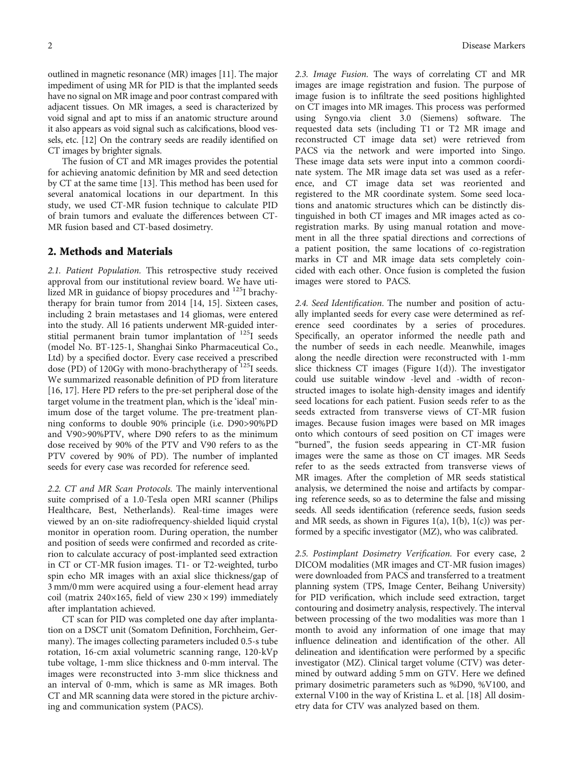outlined in magnetic resonance (MR) images [11]. The major impediment of using MR for PID is that the implanted seeds have no signal on MR image and poor contrast compared with adjacent tissues. On MR images, a seed is characterized by void signal and apt to miss if an anatomic structure around it also appears as void signal such as calcifications, blood vessels, etc. [12] On the contrary seeds are readily identified on CT images by brighter signals.

The fusion of CT and MR images provides the potential for achieving anatomic definition by MR and seed detection by CT at the same time [13]. This method has been used for several anatomical locations in our department. In this study, we used CT-MR fusion technique to calculate PID of brain tumors and evaluate the differences between CT-MR fusion based and CT-based dosimetry.

## 2. Methods and Materials

*2.1. Patient Population.* This retrospective study received approval from our institutional review board. We have utilized MR in guidance of biopsy procedures and $^{125}$I brachytherapy for brain tumor from 2014 [14, 15]. Sixteen cases, including 2 brain metastases and 14 gliomas, were entered into the study. All 16 patients underwent MR-guided interstitial permanent brain tumor implantation of $^{125}$I seeds (model No. BT-125-1, Shanghai Sinko Pharmaceutical Co., Ltd) by a specified doctor. Every case received a prescribed dose (PD) of 120Gy with mono-brachytherapy of $^{125}$I seeds. We summarized reasonable definition of PD from literature [16, 17]. Here PD refers to the pre-set peripheral dose of the target volume in the treatment plan, which is the 'ideal' minimum dose of the target volume. The pre-treatment planning conforms to double 90% principle (i.e. D90>90%PD and V90>90%PTV, where D90 refers to as the minimum dose received by 90% of the PTV and V90 refers to as the PTV covered by 90% of PD). The number of implanted seeds for every case was recorded for reference seed.

*2.2. CT and MR Scan Protocols.* The mainly interventional suite comprised of a 1.0-Tesla open MRI scanner (Philips Healthcare, Best, Netherlands). Real-time images were viewed by an on-site radiofrequency-shielded liquid crystal monitor in operation room. During operation, the number and position of seeds were confirmed and recorded as criterion to calculate accuracy of post-implanted seed extraction in CT or CT-MR fusion images. T1- or T2-weighted, turbo spin echo MR images with an axial slice thickness/gap of 3 mm/0 mm were acquired using a four-element head array coil (matrix 240×165, field of view 230 × 199) immediately after implantation achieved.

CT scan for PID was completed one day after implantation on a DSCT unit (Somatom Definition, Forchheim, Germany). The images collecting parameters included 0.5-s tube rotation, 16-cm axial volumetric scanning range, 120-kVp tube voltage, 1-mm slice thickness and 0-mm interval. The images were reconstructed into 3-mm slice thickness and an interval of 0-mm, which is same as MR images. Both CT and MR scanning data were stored in the picture archiving and communication system (PACS).

*2.3. Image Fusion.* The ways of correlating CT and MR images are image registration and fusion. The purpose of image fusion is to infiltrate the seed positions highlighted on CT images into MR images. This process was performed using Syngo.via client 3.0 (Siemens) software. The requested data sets (including T1 or T2 MR image and reconstructed CT image data set) were retrieved from PACS via the network and were imported into Singo. These image data sets were input into a common coordinate system. The MR image data set was used as a reference, and CT image data set was reoriented and registered to the MR coordinate system. Some seed locations and anatomic structures which can be distinctly distinguished in both CT images and MR images acted as co-registration marks. By using manual rotation and movement in all the three spatial directions and corrections of a patient position, the same locations of co-registration marks in CT and MR image data sets completely coincided with each other. Once fusion is completed the fusion images were stored to PACS.

*2.4. Seed Identification.* The number and position of actually implanted seeds for every case were determined as reference seed coordinates by a series of procedures. Specifically, an operator informed the needle path and the number of seeds in each needle. Meanwhile, images along the needle direction were reconstructed with 1-mm slice thickness CT images (Figure 1(d)). The investigator could use suitable window -level and -width of reconstructed images to isolate high-density images and identify seed locations for each patient. Fusion seeds refer to as the seeds extracted from transverse views of CT-MR fusion images. Because fusion images were based on MR images onto which contours of seed position on CT images were "burned", the fusion seeds appearing in CT-MR fusion images were the same as those on CT images. MR Seeds refer to as the seeds extracted from transverse views of MR images. After the completion of MR seeds statistical analysis, we determined the noise and artifacts by comparing reference seeds, so as to determine the false and missing seeds. All seeds identification (reference seeds, fusion seeds and MR seeds, as shown in Figures 1(a), 1(b), 1(c)) was performed by a specific investigator (MZ), who was calibrated.

*2.5. Postimplant Dosimetry Verification.* For every case, 2 DICOM modalities (MR images and CT-MR fusion images) were downloaded from PACS and transferred to a treatment planning system (TPS, Image Center, Beihang University) for PID verification, which include seed extraction, target contouring and dosimetry analysis, respectively. The interval between processing of the two modalities was more than 1 month to avoid any information of one image that may influence delineation and identification of the other. All delineation and identification were performed by a specific investigator (MZ). Clinical target volume (CTV) was determined by outward adding 5 mm on GTV. Here we defined primary dosimetric parameters such as %D90, %V100, and external V100 in the way of Kristina L. et al. [18] All dosimetry data for CTV was analyzed based on them.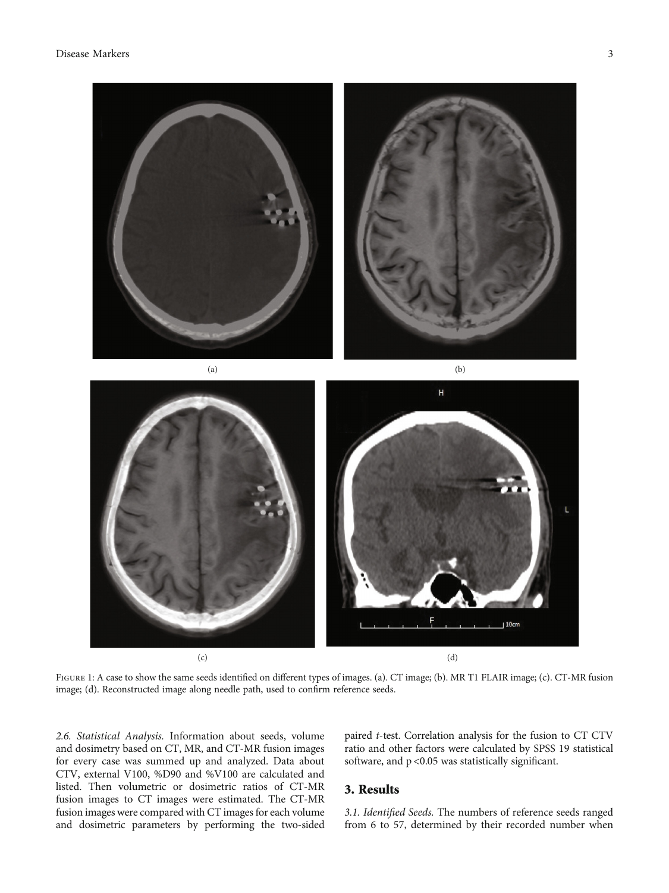Figure 1: A case to show the same seeds identified on different types of images. (a). CT image; (b). MR T1 FLAIR image; (c). CT-MR fusion image; (d). Reconstructed image along needle path, used to confirm reference seeds.

*2.6. Statistical Analysis.* Information about seeds, volume and dosimetry based on CT, MR, and CT-MR fusion images for every case was summed up and analyzed. Data about CTV, external V100, %D90 and %V100 are calculated and listed. Then volumetric or dosimetric ratios of CT-MR fusion images to CT images were estimated. The CT-MR fusion images were compared with CT images for each volume and dosimetric parameters by performing the two-sided paired *t*-test. Correlation analysis for the fusion to CT CTV ratio and other factors were calculated by SPSS 19 statistical software, and $p < 0.05$ was statistically significant.

## 3. Results

*3.1. Identified Seeds.* The numbers of reference seeds ranged from 6 to 57, determined by their recorded number when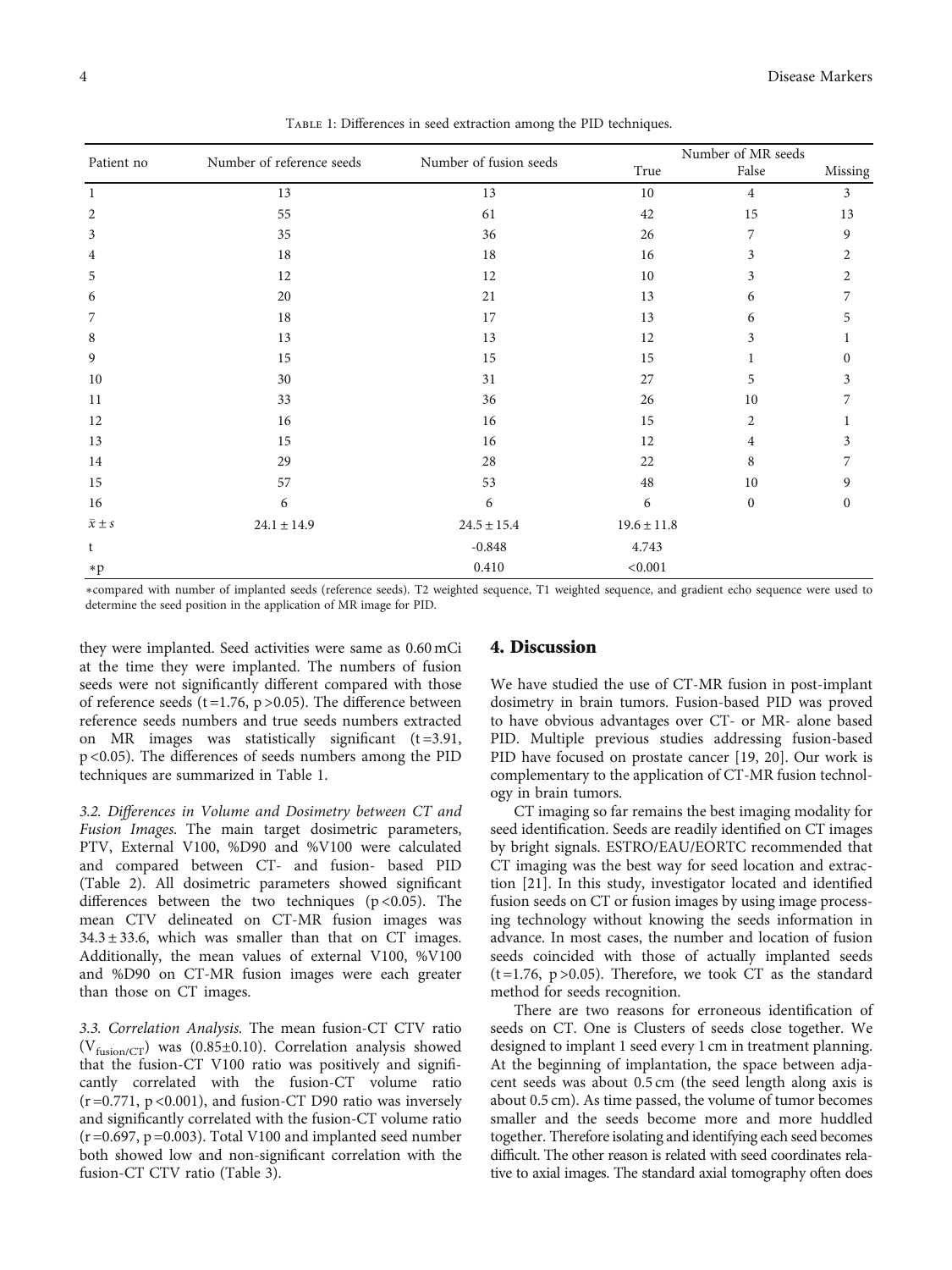Table 1: Differences in seed extraction among the PID techniques.

| Patient no | Number of reference seeds | Number of fusion seeds | Number of MR seeds | | |
|---|---|---|---|---|---|
| | | | True | False | Missing |
| 1 | 13 | 13 | 10 | 4 | 3 |
| 2 | 55 | 61 | 42 | 15 | 13 |
| 3 | 35 | 36 | 26 | 7 | 9 |
| 4 | 18 | 18 | 16 | 3 | 2 |
| 5 | 12 | 12 | 10 | 3 | 2 |
| 6 | 20 | 21 | 13 | 6 | 7 |
| 7 | 18 | 17 | 13 | 6 | 5 |
| 8 | 13 | 13 | 12 | 3 | 1 |
| 9 | 15 | 15 | 15 | 1 | 0 |
| 10 | 30 | 31 | 27 | 5 | 3 |
| 11 | 33 | 36 | 26 | 10 | 7 |
| 12 | 16 | 16 | 15 | 2 | 1 |
| 13 | 15 | 16 | 12 | 4 | 3 |
| 14 | 29 | 28 | 22 | 8 | 7 |
| 15 | 57 | 53 | 48 | 10 | 9 |
| 16 | 6 | 6 | 6 | 0 | 0 |
| $\bar{x} \pm s$ | $24.1 \pm 14.9$ | $24.5 \pm 15.4$ | $19.6 \pm 11.8$ | | |
| t | | -0.848 | 4.743 | | |
| *p | | 0.410 | <0.001 | | |

*compared with number of implanted seeds (reference seeds). T2 weighted sequence, T1 weighted sequence, and gradient echo sequence were used to determine the seed position in the application of MR image for PID.

they were implanted. Seed activities were same as 0.60 mCi at the time they were implanted. The numbers of fusion seeds were not significantly different compared with those of reference seeds ($t = 1.76$, $p > 0.05$). The difference between reference seeds numbers and true seeds numbers extracted on MR images was statistically significant ($t = 3.91$, $p < 0.05$). The differences of seeds numbers among the PID techniques are summarized in Table 1.

*3.2. Differences in Volume and Dosimetry between CT and Fusion Images.* The main target dosimetric parameters, PTV, External V100, %D90 and %V100 were calculated and compared between CT- and fusion- based PID (Table 2). All dosimetric parameters showed significant differences between the two techniques ($p < 0.05$). The mean CTV delineated on CT-MR fusion images was $34.3 \pm 33.6$, which was smaller than that on CT images. Additionally, the mean values of external V100, %V100 and %D90 on CT-MR fusion images were each greater than those on CT images.

*3.3. Correlation Analysis.* The mean fusion-CT CTV ratio ($V_{fusion/CT}$) was ($0.85 \pm 0.10$). Correlation analysis showed that the fusion-CT V100 ratio was positively and significantly correlated with the fusion-CT volume ratio ($r = 0.771$, $p < 0.001$), and fusion-CT D90 ratio was inversely and significantly correlated with the fusion-CT volume ratio ($r = 0.697$, $p = 0.003$). Total V100 and implanted seed number both showed low and non-significant correlation with the fusion-CT CTV ratio (Table 3).

## 4. Discussion

We have studied the use of CT-MR fusion in post-implant dosimetry in brain tumors. Fusion-based PID was proved to have obvious advantages over CT- or MR- alone based PID. Multiple previous studies addressing fusion-based PID have focused on prostate cancer [19, 20]. Our work is complementary to the application of CT-MR fusion technology in brain tumors.

CT imaging so far remains the best imaging modality for seed identification. Seeds are readily identified on CT images by bright signals. ESTRO/EAU/EORTC recommended that CT imaging was the best way for seed location and extraction [21]. In this study, investigator located and identified fusion seeds on CT or fusion images by using image processing technology without knowing the seeds information in advance. In most cases, the number and location of fusion seeds coincided with those of actually implanted seeds ($t = 1.76$, $p > 0.05$). Therefore, we took CT as the standard method for seeds recognition.

There are two reasons for erroneous identification of seeds on CT. One is Clusters of seeds close together. We designed to implant 1 seed every 1 cm in treatment planning. At the beginning of implantation, the space between adjacent seeds was about 0.5 cm (the seed length along axis is about 0.5 cm). As time passed, the volume of tumor becomes smaller and the seeds become more and more huddled together. Therefore isolating and identifying each seed becomes difficult. The other reason is related with seed coordinates relative to axial images. The standard axial tomography often does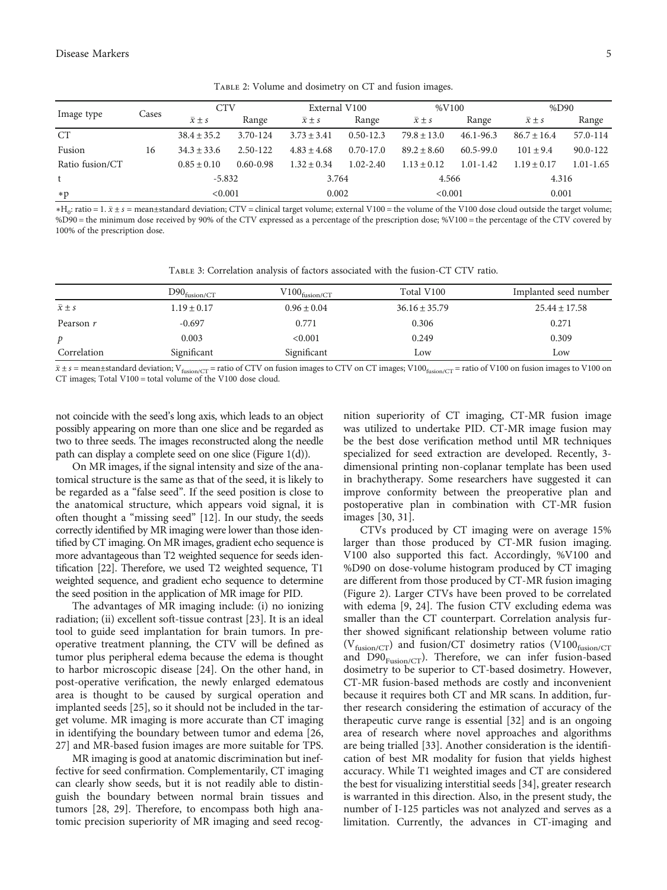Table 2: Volume and dosimetry on CT and fusion images.

| Image type | Cases | CTV | | External V100 | | %V100 | | %D90 | |
|---|---|---|---|---|---|---|---|---|---|
| | | $\bar{x} \pm s$ | Range | $\bar{x} \pm s$ | Range | $\bar{x} \pm s$ | Range | $\bar{x} \pm s$ | Range |
| CT | | $38.4 \pm 35.2$ | 3.70-124 | $3.73 \pm 3.41$ | 0.50-12.3 | $79.8 \pm 13.0$ | 46.1-96.3 | $86.7 \pm 16.4$ | 57.0-114 |
| Fusion | 16 | $34.3 \pm 33.6$ | 2.50-122 | $4.83 \pm 4.68$ | 0.70-17.0 | $89.2 \pm 8.60$ | 60.5-99.0 | $101 \pm 9.4$ | 90.0-122 |
| Ratio fusion/CT | | $0.85 \pm 0.10$ | 0.60-0.98 | $1.32 \pm 0.34$ | 1.02-2.40 | $1.13 \pm 0.12$ | 1.01-1.42 | $1.19 \pm 0.17$ | 1.01-1.65 |
| t | | -5.832 | | 3.764 | | 4.566 | | 4.316 | |
| *p | | <0.001 | | 0.002 | | <0.001 | | 0.001 | |

*$H_0$: ratio = 1. $\bar{x} \pm s$ = mean±standard deviation; CTV = clinical target volume; external V100 = the volume of the V100 dose cloud outside the target volume; %D90 = the minimum dose received by 90% of the CTV expressed as a percentage of the prescription dose; %V100 = the percentage of the CTV covered by 100% of the prescription dose.

Table 3: Correlation analysis of factors associated with the fusion-CT CTV ratio.

| | $D90_{fusion/CT}$ | $V100_{fusion/CT}$ | Total V100 | Implanted seed number |
|---|---|---|---|---|
| $\bar{x} \pm s$ | $1.19 \pm 0.17$ | $0.96 \pm 0.04$ | $36.16 \pm 35.79$ | $25.44 \pm 17.58$ |
| Pearson $r$ | -0.697 | 0.771 | 0.306 | 0.271 |
| $p$ | 0.003 | <0.001 | 0.249 | 0.309 |
| Correlation | Significant | Significant | Low | Low |

$\bar{x} \pm s$ = mean±standard deviation; $V_{fusion/CT}$ = ratio of CTV on fusion images to CTV on CT images; $V100_{fusion/CT}$ = ratio of V100 on fusion images to V100 on CT images; Total V100 = total volume of the V100 dose cloud.

not coincide with the seed's long axis, which leads to an object possibly appearing on more than one slice and be regarded as two to three seeds. The images reconstructed along the needle path can display a complete seed on one slice (Figure 1(d)).

On MR images, if the signal intensity and size of the anatomical structure is the same as that of the seed, it is likely to be regarded as a "false seed". If the seed position is close to the anatomical structure, which appears void signal, it is often thought a "missing seed" [12]. In our study, the seeds correctly identified by MR imaging were lower than those identified by CT imaging. On MR images, gradient echo sequence is more advantageous than T2 weighted sequence for seeds identification [22]. Therefore, we used T2 weighted sequence, T1 weighted sequence, and gradient echo sequence to determine the seed position in the application of MR image for PID.

The advantages of MR imaging include: (i) no ionizing radiation; (ii) excellent soft-tissue contrast [23]. It is an ideal tool to guide seed implantation for brain tumors. In preoperative treatment planning, the CTV will be defined as tumor plus peripheral edema because the edema is thought to harbor microscopic disease [24]. On the other hand, in post-operative verification, the newly enlarged edematous area is thought to be caused by surgical operation and implanted seeds [25], so it should not be included in the target volume. MR imaging is more accurate than CT imaging in identifying the boundary between tumor and edema [26, 27] and MR-based fusion images are more suitable for TPS.

MR imaging is good at anatomic discrimination but ineffective for seed confirmation. Complementarily, CT imaging can clearly show seeds, but it is not readily able to distinguish the boundary between normal brain tissues and tumors [28, 29]. Therefore, to encompass both high anatomic precision superiority of MR imaging and seed recognition superiority of CT imaging, CT-MR fusion image was utilized to undertake PID. CT-MR image fusion may be the best dose verification method until MR techniques specialized for seed extraction are developed. Recently, 3-dimensional printing non-coplanar template has been used in brachytherapy. Some researchers have suggested it can improve conformity between the preoperative plan and postoperative plan in combination with CT-MR fusion images [30, 31].

CTVs produced by CT imaging were on average 15% larger than those produced by CT-MR fusion imaging. V100 also supported this fact. Accordingly, %V100 and %D90 on dose-volume histogram produced by CT imaging are different from those produced by CT-MR fusion imaging (Figure 2). Larger CTVs have been proved to be correlated with edema [9, 24]. The fusion CTV excluding edema was smaller than the CT counterpart. Correlation analysis further showed significant relationship between volume ratio ($V_{fusion/CT}$) and fusion/CT dosimetry ratios ($V100_{fusion/CT}$ and $D90_{Fusion/CT}$). Therefore, we can infer fusion-based dosimetry to be superior to CT-based dosimetry. However, CT-MR fusion-based methods are costly and inconvenient because it requires both CT and MR scans. In addition, further research considering the estimation of accuracy of the therapeutic curve range is essential [32] and is an ongoing area of research where novel approaches and algorithms are being trialled [33]. Another consideration is the identification of best MR modality for fusion that yields highest accuracy. While T1 weighted images and CT are considered the best for visualizing interstitial seeds [34], greater research is warranted in this direction. Also, in the present study, the number of I-125 particles was not analyzed and serves as a limitation. Currently, the advances in CT-imaging and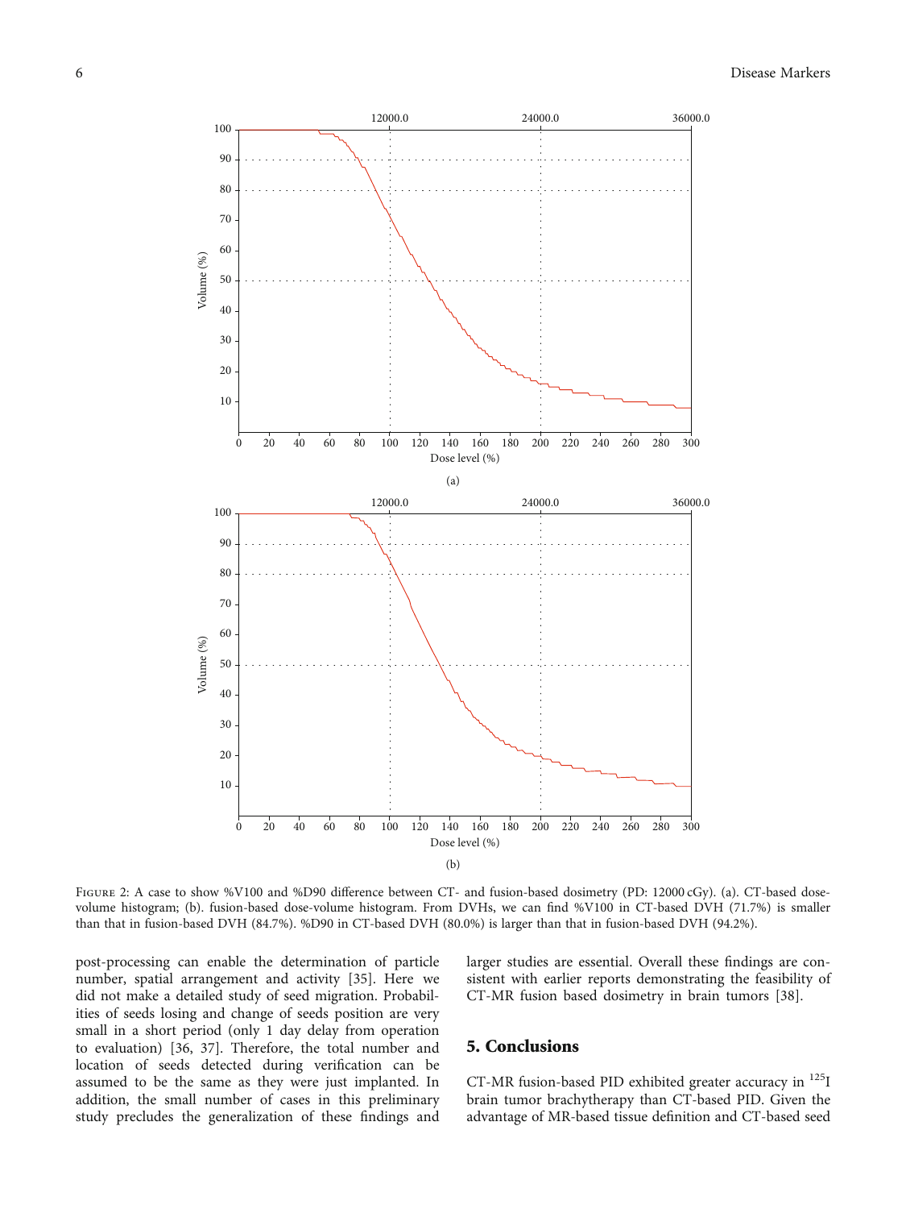Figure 2: A case to show %V100 and %D90 difference between CT- and fusion-based dosimetry (PD: 12000 cGy). (a). CT-based dose-volume histogram; (b). fusion-based dose-volume histogram. From DVHs, we can find %V100 in CT-based DVH (71.7%) is smaller than that in fusion-based DVH (84.7%). %D90 in CT-based DVH (80.0%) is larger than that in fusion-based DVH (94.2%).

post-processing can enable the determination of particle number, spatial arrangement and activity [35]. Here we did not make a detailed study of seed migration. Probabilities of seeds losing and change of seeds position are very small in a short period (only 1 day delay from operation to evaluation) [36, 37]. Therefore, the total number and location of seeds detected during verification can be assumed to be the same as they were just implanted. In addition, the small number of cases in this preliminary study precludes the generalization of these findings and larger studies are essential. Overall these findings are consistent with earlier reports demonstrating the feasibility of CT-MR fusion based dosimetry in brain tumors [38].

## 5. Conclusions

CT-MR fusion-based PID exhibited greater accuracy in $^{125}$I brain tumor brachytherapy than CT-based PID. Given the advantage of MR-based tissue definition and CT-based seed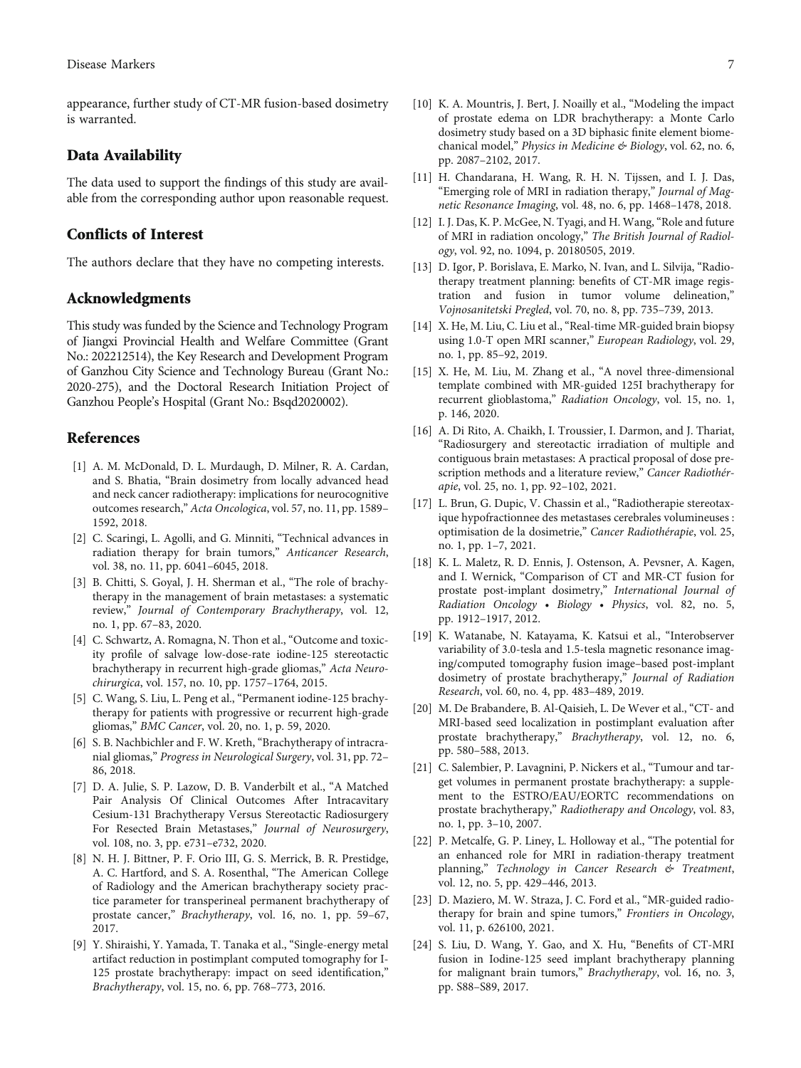appearance, further study of CT-MR fusion-based dosimetry is warranted.

## Data Availability

The data used to support the findings of this study are available from the corresponding author upon reasonable request.

## Conflicts of Interest

The authors declare that they have no competing interests.

## Acknowledgments

This study was funded by the Science and Technology Program of Jiangxi Provincial Health and Welfare Committee (Grant No.: 202212514), the Key Research and Development Program of Ganzhou City Science and Technology Bureau (Grant No.: 2020-275), and the Doctoral Research Initiation Project of Ganzhou People's Hospital (Grant No.: Bsqd2020002).

## References

[1] A. M. McDonald, D. L. Murdaugh, D. Milner, R. A. Cardan, and S. Bhatia, "Brain dosimetry from locally advanced head and neck cancer radiotherapy: implications for neurocognitive outcomes research," *Acta Oncologica*, vol. 57, no. 11, pp. 1589–1592, 2018.

[2] C. Scaringi, L. Agolli, and G. Minniti, "Technical advances in radiation therapy for brain tumors," *Anticancer Research*, vol. 38, no. 11, pp. 6041–6045, 2018.

[3] B. Chitti, S. Goyal, J. H. Sherman et al., "The role of brachytherapy in the management of brain metastases: a systematic review," *Journal of Contemporary Brachytherapy*, vol. 12, no. 1, pp. 67–83, 2020.

[4] C. Schwartz, A. Romagna, N. Thon et al., "Outcome and toxicity profile of salvage low-dose-rate iodine-125 stereotactic brachytherapy in recurrent high-grade gliomas," *Acta Neurochirurgica*, vol. 157, no. 10, pp. 1757–1764, 2015.

[5] C. Wang, S. Liu, L. Peng et al., "Permanent iodine-125 brachytherapy for patients with progressive or recurrent high-grade gliomas," *BMC Cancer*, vol. 20, no. 1, p. 59, 2020.

[6] S. B. Nachbichler and F. W. Kreth, "Brachytherapy of intracranial gliomas," *Progress in Neurological Surgery*, vol. 31, pp. 72–86, 2018.

[7] D. A. Julie, S. P. Lazow, D. B. Vanderbilt et al., "A Matched Pair Analysis Of Clinical Outcomes After Intracavitary Cesium-131 Brachytherapy Versus Stereotactic Radiosurgery For Resected Brain Metastases," *Journal of Neurosurgery*, vol. 108, no. 3, pp. e731–e732, 2020.

[8] N. H. J. Bittner, P. F. Orio III, G. S. Merrick, B. R. Prestidge, A. C. Hartford, and S. A. Rosenthal, "The American College of Radiology and the American brachytherapy society practice parameter for transperineal permanent brachytherapy of prostate cancer," *Brachytherapy*, vol. 16, no. 1, pp. 59–67, 2017.

[9] Y. Shiraishi, Y. Yamada, T. Tanaka et al., "Single-energy metal artifact reduction in postimplant computed tomography for I-125 prostate brachytherapy: impact on seed identification," *Brachytherapy*, vol. 15, no. 6, pp. 768–773, 2016.

[10] K. A. Mountris, J. Bert, J. Noailly et al., "Modeling the impact of prostate edema on LDR brachytherapy: a Monte Carlo dosimetry study based on a 3D biphasic finite element biomechanical model," *Physics in Medicine & Biology*, vol. 62, no. 6, pp. 2087–2102, 2017.

[11] H. Chandarana, H. Wang, R. H. N. Tijssen, and I. J. Das, "Emerging role of MRI in radiation therapy," *Journal of Magnetic Resonance Imaging*, vol. 48, no. 6, pp. 1468–1478, 2018.

[12] I. J. Das, K. P. McGee, N. Tyagi, and H. Wang, "Role and future of MRI in radiation oncology," *The British Journal of Radiology*, vol. 92, no. 1094, p. 20180505, 2019.

[13] D. Igor, P. Borislava, E. Marko, N. Ivan, and L. Silvija, "Radiotherapy treatment planning: benefits of CT-MR image registration and fusion in tumor volume delineation," *Vojnosanitetski Pregled*, vol. 70, no. 8, pp. 735–739, 2013.

[14] X. He, M. Liu, C. Liu et al., "Real-time MR-guided brain biopsy using 1.0-T open MRI scanner," *European Radiology*, vol. 29, no. 1, pp. 85–92, 2019.

[15] X. He, M. Liu, M. Zhang et al., "A novel three-dimensional template combined with MR-guided 125I brachytherapy for recurrent glioblastoma," *Radiation Oncology*, vol. 15, no. 1, p. 146, 2020.

[16] A. Di Rito, A. Chaikh, I. Troussier, I. Darmon, and J. Thariat, "Radiosurgery and stereotactic irradiation of multiple and contiguous brain metastases: A practical proposal of dose prescription methods and a literature review," *Cancer Radiothérapie*, vol. 25, no. 1, pp. 92–102, 2021.

[17] L. Brun, G. Dupic, V. Chassin et al., "Radiotherapie stereotaxique hypofractionnee des metastases cerebrales volumineuses : optimisation de la dosimetrie," *Cancer Radiothérapie*, vol. 25, no. 1, pp. 1–7, 2021.

[18] K. L. Maletz, R. D. Ennis, J. Ostenson, A. Pevsner, A. Kagen, and I. Wernick, "Comparison of CT and MR-CT fusion for prostate post-implant dosimetry," *International Journal of Radiation Oncology • Biology • Physics*, vol. 82, no. 5, pp. 1912–1917, 2012.

[19] K. Watanabe, N. Katayama, K. Katsui et al., "Interobserver variability of 3.0-tesla and 1.5-tesla magnetic resonance imaging/computed tomography fusion image–based post-implant dosimetry of prostate brachytherapy," *Journal of Radiation Research*, vol. 60, no. 4, pp. 483–489, 2019.

[20] M. De Brabandere, B. Al-Qaisieh, L. De Wever et al., "CT- and MRI-based seed localization in postimplant evaluation after prostate brachytherapy," *Brachytherapy*, vol. 12, no. 6, pp. 580–588, 2013.

[21] C. Salembier, P. Lavagnini, P. Nickers et al., "Tumour and target volumes in permanent prostate brachytherapy: a supplement to the ESTRO/EAU/EORTC recommendations on prostate brachytherapy," *Radiotherapy and Oncology*, vol. 83, no. 1, pp. 3–10, 2007.

[22] P. Metcalfe, G. P. Liney, L. Holloway et al., "The potential for an enhanced role for MRI in radiation-therapy treatment planning," *Technology in Cancer Research & Treatment*, vol. 12, no. 5, pp. 429–446, 2013.

[23] D. Maziero, M. W. Straza, J. C. Ford et al., "MR-guided radiotherapy for brain and spine tumors," *Frontiers in Oncology*, vol. 11, p. 626100, 2021.

[24] S. Liu, D. Wang, Y. Gao, and X. Hu, "Benefits of CT-MRI fusion in Iodine-125 seed implant brachytherapy planning for malignant brain tumors," *Brachytherapy*, vol. 16, no. 3, pp. S88–S89, 2017.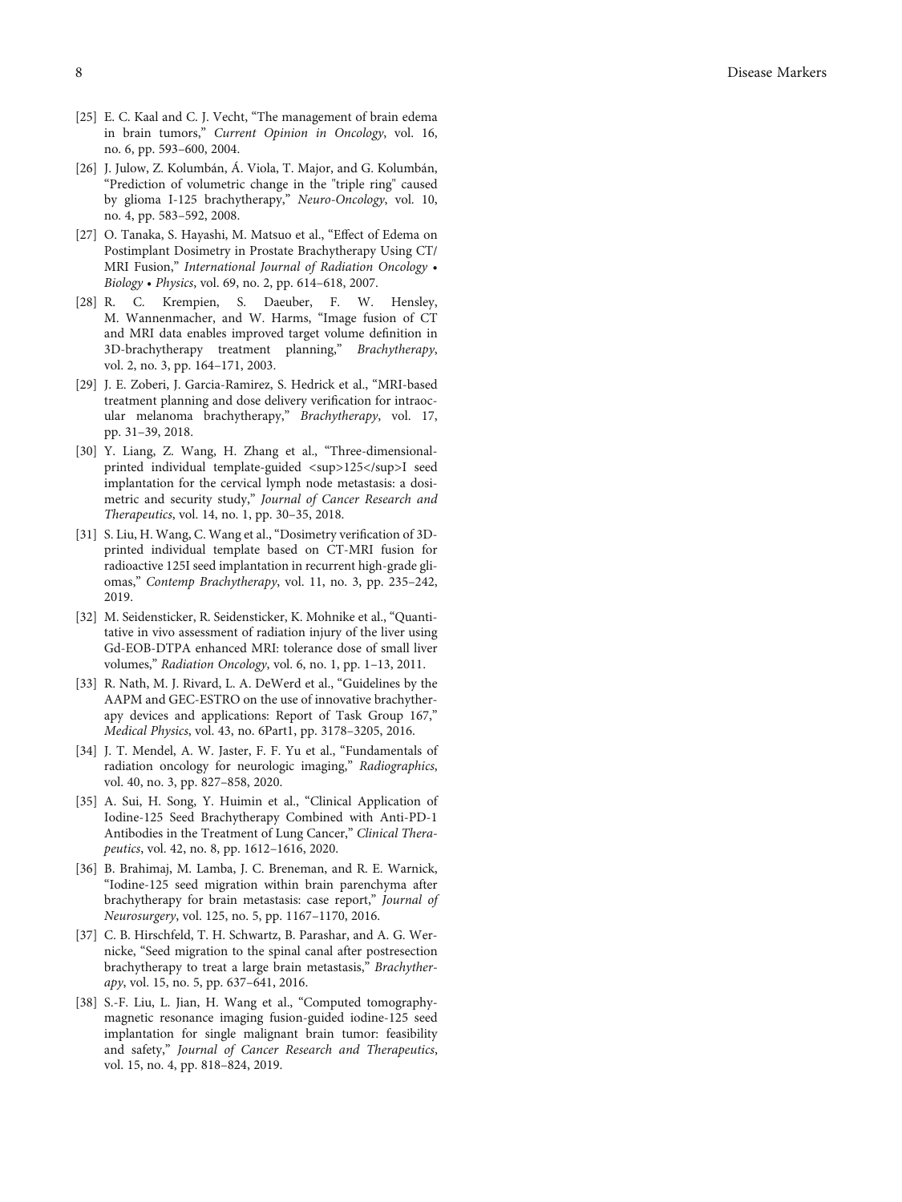[25] E. C. Kaal and C. J. Vecht, "The management of brain edema in brain tumors," *Current Opinion in Oncology*, vol. 16, no. 6, pp. 593–600, 2004.

[26] J. Julow, Z. Kolumbán, Á. Viola, T. Major, and G. Kolumbán, "Prediction of volumetric change in the "triple ring" caused by glioma I-125 brachytherapy," *Neuro-Oncology*, vol. 10, no. 4, pp. 583–592, 2008.

[27] O. Tanaka, S. Hayashi, M. Matsuo et al., "Effect of Edema on Postimplant Dosimetry in Prostate Brachytherapy Using CT/MRI Fusion," *International Journal of Radiation Oncology • Biology • Physics*, vol. 69, no. 2, pp. 614–618, 2007.

[28] R. C. Krempien, S. Daeuber, F. W. Hensley, M. Wannenmacher, and W. Harms, "Image fusion of CT and MRI data enables improved target volume definition in 3D-brachytherapy treatment planning," *Brachytherapy*, vol. 2, no. 3, pp. 164–171, 2003.

[29] J. E. Zoberi, J. Garcia-Ramirez, S. Hedrick et al., "MRI-based treatment planning and dose delivery verification for intraocular melanoma brachytherapy," *Brachytherapy*, vol. 17, pp. 31–39, 2018.

[30] Y. Liang, Z. Wang, H. Zhang et al., "Three-dimensional-printed individual template-guided <sup>125</sup>I seed implantation for the cervical lymph node metastasis: a dosimetric and security study," *Journal of Cancer Research and Therapeutics*, vol. 14, no. 1, pp. 30–35, 2018.

[31] S. Liu, H. Wang, C. Wang et al., "Dosimetry verification of 3D-printed individual template based on CT-MRI fusion for radioactive 125I seed implantation in recurrent high-grade gliomas," *Contemp Brachytherapy*, vol. 11, no. 3, pp. 235–242, 2019.

[32] M. Seidensticker, R. Seidensticker, K. Mohnike et al., "Quantitative in vivo assessment of radiation injury of the liver using Gd-EOB-DTPA enhanced MRI: tolerance dose of small liver volumes," *Radiation Oncology*, vol. 6, no. 1, pp. 1–13, 2011.

[33] R. Nath, M. J. Rivard, L. A. DeWerd et al., "Guidelines by the AAPM and GEC-ESTRO on the use of innovative brachytherapy devices and applications: Report of Task Group 167," *Medical Physics*, vol. 43, no. 6Part1, pp. 3178–3205, 2016.

[34] J. T. Mendel, A. W. Jaster, F. F. Yu et al., "Fundamentals of radiation oncology for neurologic imaging," *Radiographics*, vol. 40, no. 3, pp. 827–858, 2020.

[35] A. Sui, H. Song, Y. Huimin et al., "Clinical Application of Iodine-125 Seed Brachytherapy Combined with Anti-PD-1 Antibodies in the Treatment of Lung Cancer," *Clinical Therapeutics*, vol. 42, no. 8, pp. 1612–1616, 2020.

[36] B. Brahimaj, M. Lamba, J. C. Breneman, and R. E. Warnick, "Iodine-125 seed migration within brain parenchyma after brachytherapy for brain metastasis: case report," *Journal of Neurosurgery*, vol. 125, no. 5, pp. 1167–1170, 2016.

[37] C. B. Hirschfeld, T. H. Schwartz, B. Parashar, and A. G. Wernicke, "Seed migration to the spinal canal after postresection brachytherapy to treat a large brain metastasis," *Brachytherapy*, vol. 15, no. 5, pp. 637–641, 2016.

[38] S.-F. Liu, L. Jian, H. Wang et al., "Computed tomography-magnetic resonance imaging fusion-guided iodine-125 seed implantation for single malignant brain tumor: feasibility and safety," *Journal of Cancer Research and Therapeutics*, vol. 15, no. 4, pp. 818–824, 2019.